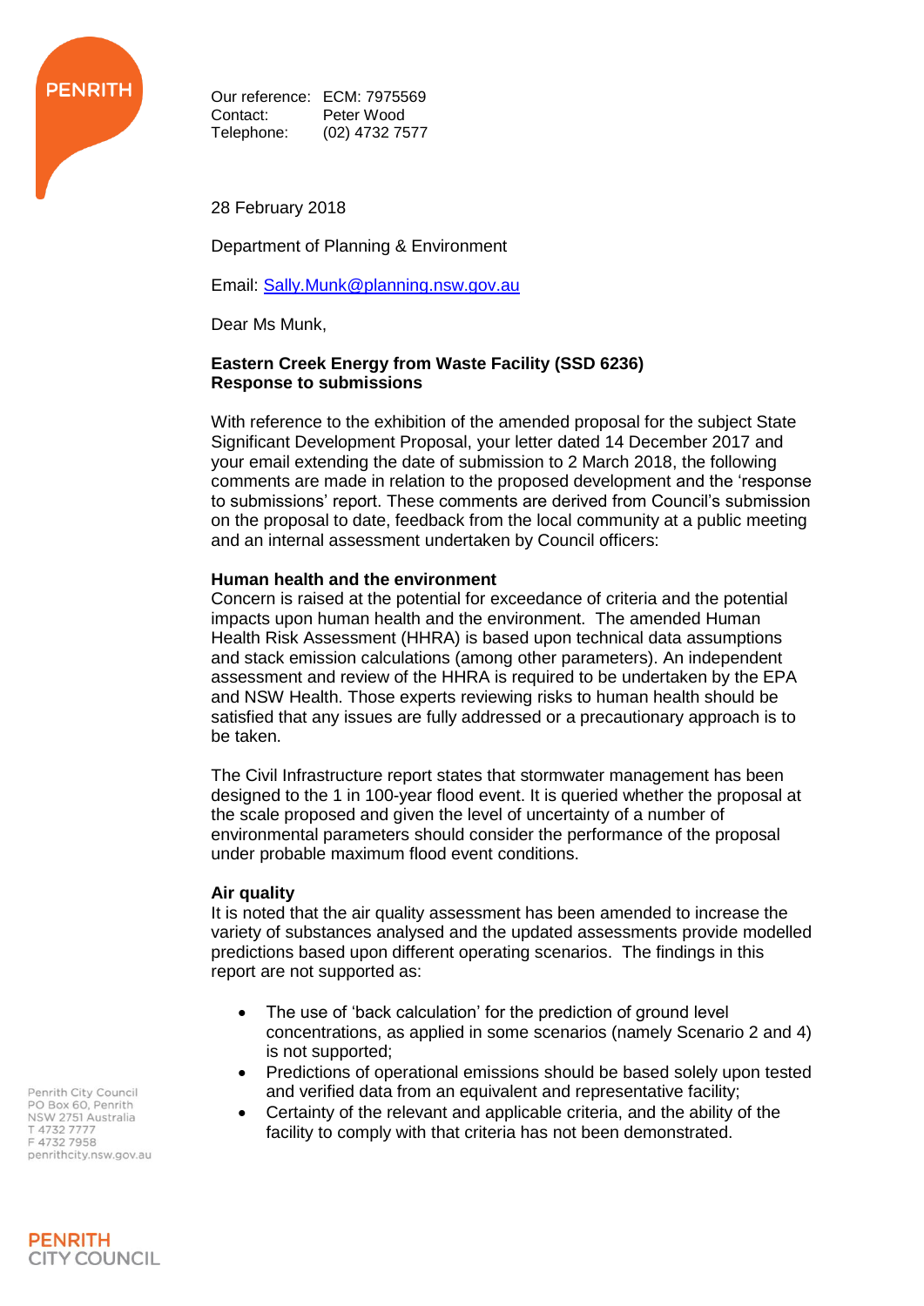Our reference: ECM: 7975569
Contact: Peter Wood
Telephone: (02) 4732 7577

28 February 2018

Department of Planning & Environment

Email: Sally.Munk@planning.nsw.gov.au

Dear Ms Munk,

**Eastern Creek Energy from Waste Facility (SSD 6236)**
**Response to submissions**

With reference to the exhibition of the amended proposal for the subject State Significant Development Proposal, your letter dated 14 December 2017 and your email extending the date of submission to 2 March 2018, the following comments are made in relation to the proposed development and the 'response to submissions' report. These comments are derived from Council's submission on the proposal to date, feedback from the local community at a public meeting and an internal assessment undertaken by Council officers:

**Human health and the environment**

Concern is raised at the potential for exceedance of criteria and the potential impacts upon human health and the environment. The amended Human Health Risk Assessment (HHRA) is based upon technical data assumptions and stack emission calculations (among other parameters). An independent assessment and review of the HHRA is required to be undertaken by the EPA and NSW Health. Those experts reviewing risks to human health should be satisfied that any issues are fully addressed or a precautionary approach is to be taken.

The Civil Infrastructure report states that stormwater management has been designed to the 1 in 100-year flood event. It is queried whether the proposal at the scale proposed and given the level of uncertainty of a number of environmental parameters should consider the performance of the proposal under probable maximum flood event conditions.

**Air quality**

It is noted that the air quality assessment has been amended to increase the variety of substances analysed and the updated assessments provide modelled predictions based upon different operating scenarios. The findings in this report are not supported as:

- The use of 'back calculation' for the prediction of ground level concentrations, as applied in some scenarios (namely Scenario 2 and 4) is not supported;
- Predictions of operational emissions should be based solely upon tested and verified data from an equivalent and representative facility;
- Certainty of the relevant and applicable criteria, and the ability of the facility to comply with that criteria has not been demonstrated.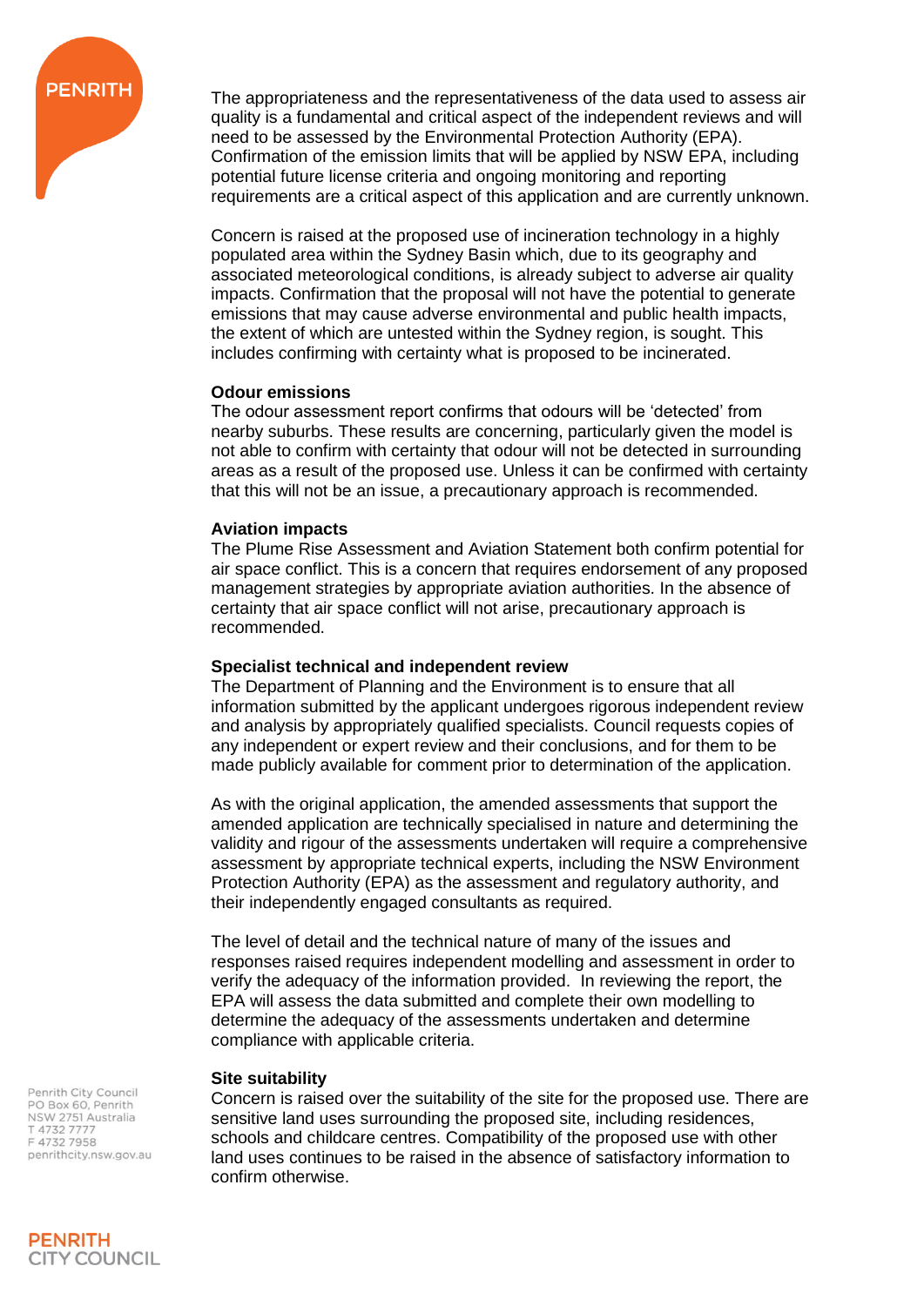The appropriateness and the representativeness of the data used to assess air quality is a fundamental and critical aspect of the independent reviews and will need to be assessed by the Environmental Protection Authority (EPA). Confirmation of the emission limits that will be applied by NSW EPA, including potential future license criteria and ongoing monitoring and reporting requirements are a critical aspect of this application and are currently unknown.

Concern is raised at the proposed use of incineration technology in a highly populated area within the Sydney Basin which, due to its geography and associated meteorological conditions, is already subject to adverse air quality impacts. Confirmation that the proposal will not have the potential to generate emissions that may cause adverse environmental and public health impacts, the extent of which are untested within the Sydney region, is sought. This includes confirming with certainty what is proposed to be incinerated.

**Odour emissions**
The odour assessment report confirms that odours will be 'detected' from nearby suburbs. These results are concerning, particularly given the model is not able to confirm with certainty that odour will not be detected in surrounding areas as a result of the proposed use. Unless it can be confirmed with certainty that this will not be an issue, a precautionary approach is recommended.

**Aviation impacts**
The Plume Rise Assessment and Aviation Statement both confirm potential for air space conflict. This is a concern that requires endorsement of any proposed management strategies by appropriate aviation authorities. In the absence of certainty that air space conflict will not arise, precautionary approach is recommended.

**Specialist technical and independent review**
The Department of Planning and the Environment is to ensure that all information submitted by the applicant undergoes rigorous independent review and analysis by appropriately qualified specialists. Council requests copies of any independent or expert review and their conclusions, and for them to be made publicly available for comment prior to determination of the application.

As with the original application, the amended assessments that support the amended application are technically specialised in nature and determining the validity and rigour of the assessments undertaken will require a comprehensive assessment by appropriate technical experts, including the NSW Environment Protection Authority (EPA) as the assessment and regulatory authority, and their independently engaged consultants as required.

The level of detail and the technical nature of many of the issues and responses raised requires independent modelling and assessment in order to verify the adequacy of the information provided. In reviewing the report, the EPA will assess the data submitted and complete their own modelling to determine the adequacy of the assessments undertaken and determine compliance with applicable criteria.

**Site suitability**
Concern is raised over the suitability of the site for the proposed use. There are sensitive land uses surrounding the proposed site, including residences, schools and childcare centres. Compatibility of the proposed use with other land uses continues to be raised in the absence of satisfactory information to confirm otherwise.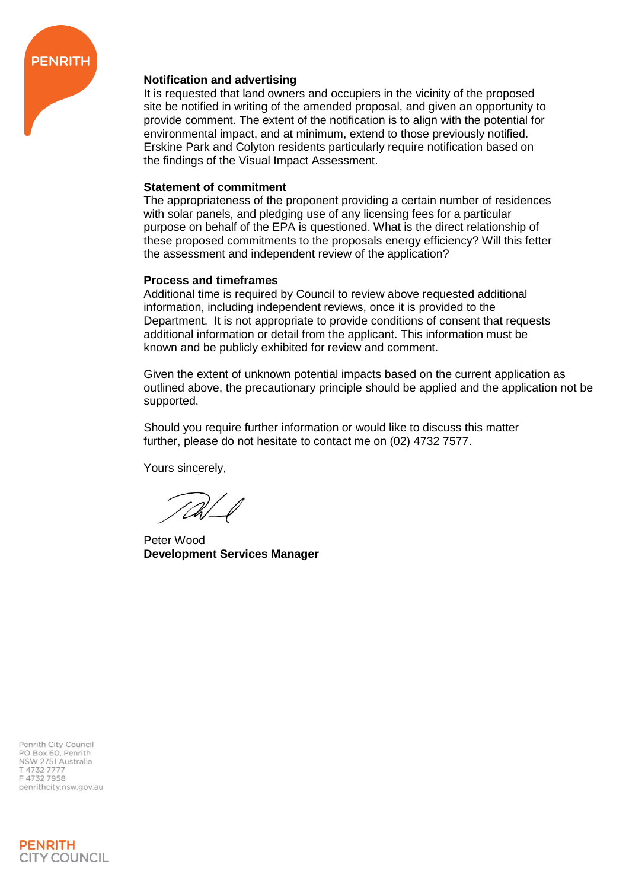**Notification and advertising**
It is requested that land owners and occupiers in the vicinity of the proposed site be notified in writing of the amended proposal, and given an opportunity to provide comment. The extent of the notification is to align with the potential for environmental impact, and at minimum, extend to those previously notified. Erskine Park and Colyton residents particularly require notification based on the findings of the Visual Impact Assessment.

**Statement of commitment**
The appropriateness of the proponent providing a certain number of residences with solar panels, and pledging use of any licensing fees for a particular purpose on behalf of the EPA is questioned. What is the direct relationship of these proposed commitments to the proposals energy efficiency? Will this fetter the assessment and independent review of the application?

**Process and timeframes**
Additional time is required by Council to review above requested additional information, including independent reviews, once it is provided to the Department. It is not appropriate to provide conditions of consent that requests additional information or detail from the applicant. This information must be known and be publicly exhibited for review and comment.

Given the extent of unknown potential impacts based on the current application as outlined above, the precautionary principle should be applied and the application not be supported.

Should you require further information or would like to discuss this matter further, please do not hesitate to contact me on (02) 4732 7577.

Yours sincerely,

Peter Wood
**Development Services Manager**

Penrith City Council
PO Box 60, Penrith
NSW 2751 Australia
T 4732 7777
F 4732 7958
penrithcity.nsw.gov.au

PENRITH CITY COUNCIL